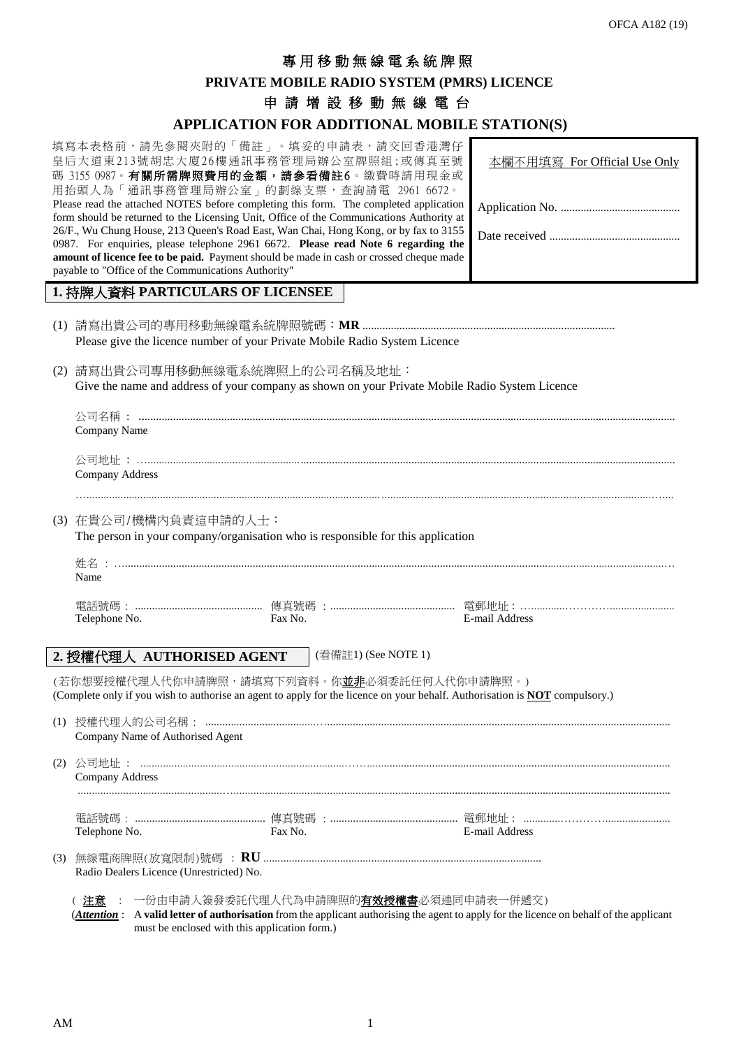OFCA A182 (19)

# 專用移動無線電系統牌照

# PRIVATE MOBILE RADIO SYSTEM (PMRS) LICENCE

## 申請增設移動無線電台

## APPLICATION FOR ADDITIONAL MOBILE STATION(S)

填寫本表格前，請先參閱夾附的「備註」。填妥的申請表，請交回香港灣仔皇后大道東213號胡忠大廈26樓通訊事務管理局辦公室牌照組；或傳真至號碼 3155 0987。**有關所需牌照費用的金額，請參看備註6**。繳費時請用現金或用抬頭人為「通訊事務管理局辦公室」的劃線支票，查詢請電 2961 6672。

Please read the attached NOTES before completing this form. The completed application form should be returned to the Licensing Unit, Office of the Communications Authority at 26/F., Wu Chung House, 213 Queen's Road East, Wan Chai, Hong Kong, or by fax to 3155 0987. For enquiries, please telephone 2961 6672. **Please read Note 6 regarding the amount of licence fee to be paid.** Payment should be made in cash or crossed cheque made payable to "Office of the Communications Authority"

| 本欄不用填寫 For Official Use Only |
|---|
| Application No. .......................................... |
| Date received ............................................. |

## 1. 持牌人資料 PARTICULARS OF LICENSEE

(1) 請寫出貴公司的專用移動無線電系統牌照號碼：**MR** ........................................................................................
Please give the licence number of your Private Mobile Radio System Licence

(2) 請寫出貴公司專用移動無線電系統牌照上的公司名稱及地址：
Give the name and address of your company as shown on your Private Mobile Radio System Licence

公司名稱 ：......................................................................................................................................................................
Company Name

公司地址 ：......................................................................................................................................................................
Company Address

......................................................................................................................................................................................

(3) 在貴公司/機構內負責這申請的人士：
The person in your company/organisation who is responsible for this application

姓名 ：...........................................................................................................................................................................
Name

電話號碼：............................................ 傳真號碼 ：........................................... 電郵地址：.......................................
Telephone No. Fax No. E-mail Address

## 2. 授權代理人 AUTHORISED AGENT

(看備註1) (See NOTE 1)

(若你想要授權代理人代你申請牌照，請填寫下列資料。你<u>並非</u>必須委託任何人代你申請牌照。)
(Complete only if you wish to authorise an agent to apply for the licence on your behalf. Authorisation is **NOT** compulsory.)

(1) 授權代理人的公司名稱：...................................................................................................................................................
Company Name of Authorised Agent

(2) 公司地址 ：......................................................................................................................................................................
Company Address

......................................................................................................................................................................................

電話號碼：............................................ 傳真號碼 ：........................................... 電郵地址：.......................................
Telephone No. Fax No. E-mail Address

(3) 無線電商牌照(放寬限制)號碼 ：**RU** ..................................................................................................
Radio Dealers Licence (Unrestricted) No.

( **注意** ： 一份由申請人簽發委託代理人代為申請牌照的**有效授權書**必須連同申請表一併遞交)
(***Attention*** : A **valid letter of authorisation** from the applicant authorising the agent to apply for the licence on behalf of the applicant must be enclosed with this application form.)

AM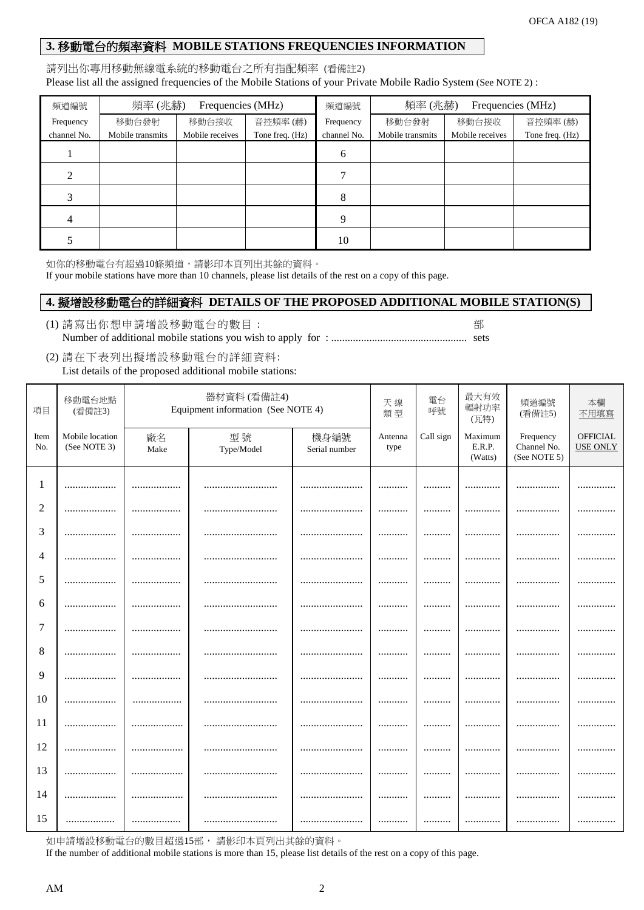## 3. 移動電台的頻率資料 MOBILE STATIONS FREQUENCIES INFORMATION

請列出你專用移動無線電系統的移動電台之所有指配頻率 (看備註2)
Please list all the assigned frequencies of the Mobile Stations of your Private Mobile Radio System (See NOTE 2) :

| 頻道編號 Frequency channel No. | 頻率 (兆赫) Frequencies (MHz) 移動台發射 Mobile transmits | 移動台接收 Mobile receives | 音控頻率 (赫) Tone freq. (Hz) | 頻道編號 Frequency channel No. | 頻率 (兆赫) Frequencies (MHz) 移動台發射 Mobile transmits | 移動台接收 Mobile receives | 音控頻率 (赫) Tone freq. (Hz) |
|---|---|---|---|---|---|---|---|
| 1 | | | | 6 | | | |
| 2 | | | | 7 | | | |
| 3 | | | | 8 | | | |
| 4 | | | | 9 | | | |
| 5 | | | | 10 | | | |

如你的移動電台有超過10條頻道，請影印本頁列出其餘的資料。
If your mobile stations have more than 10 channels, please list details of the rest on a copy of this page.

## 4. 擬增設移動電台的詳細資料 DETAILS OF THE PROPOSED ADDITIONAL MOBILE STATION(S)

(1) 請寫出你想申請增設移動電台的數目 : 部
Number of additional mobile stations you wish to apply for : ................................................. sets

(2) 請在下表列出擬增設移動電台的詳細資料:
List details of the proposed additional mobile stations:

| 項目 Item No. | 移動電台地點 (看備註3) Mobile location (See NOTE 3) | 器材資料 (看備註4) Equipment information (See NOTE 4) 廠名 Make | 型號 Type/Model | 機身編號 Serial number | 天線類型 Antenna type | 電台呼號 Call sign | 最大有效輻射功率 (瓦特) Maximum E.R.P. (Watts) | 頻道編號 (看備註5) Frequency Channel No. (See NOTE 5) | 本欄不用填寫 OFFICIAL USE ONLY |
|---|---|---|---|---|---|---|---|---|---|
| 1 | .................. | .................. | .......................... | ...................... | .......... | .......... | ............ | ............... | ............. |
| 2 | .................. | .................. | .......................... | ...................... | .......... | .......... | ............ | ............... | ............. |
| 3 | .................. | .................. | .......................... | ...................... | .......... | .......... | ............ | ............... | ............. |
| 4 | .................. | .................. | .......................... | ...................... | .......... | .......... | ............ | ............... | ............. |
| 5 | .................. | .................. | .......................... | ...................... | .......... | .......... | ............ | ............... | ............. |
| 6 | .................. | .................. | .......................... | ...................... | .......... | .......... | ............ | ............... | ............. |
| 7 | .................. | .................. | .......................... | ...................... | .......... | .......... | ............ | ............... | ............. |
| 8 | .................. | .................. | .......................... | ...................... | .......... | .......... | ............ | ............... | ............. |
| 9 | .................. | .................. | .......................... | ...................... | .......... | .......... | ............ | ............... | ............. |
| 10 | .................. | .................. | .......................... | ...................... | .......... | .......... | ............ | ............... | ............. |
| 11 | .................. | .................. | .......................... | ...................... | .......... | .......... | ............ | ............... | ............. |
| 12 | .................. | .................. | .......................... | ...................... | .......... | .......... | ............ | ............... | ............. |
| 13 | .................. | .................. | .......................... | ...................... | .......... | .......... | ............ | ............... | ............. |
| 14 | .................. | .................. | .......................... | ...................... | .......... | .......... | ............ | ............... | ............. |
| 15 | .................. | .................. | .......................... | ...................... | .......... | .......... | ............ | ............... | ............. |

如申請增設移動電台的數目超過15部， 請影印本頁列出其餘的資料。
If the number of additional mobile stations is more than 15, please list details of the rest on a copy of this page.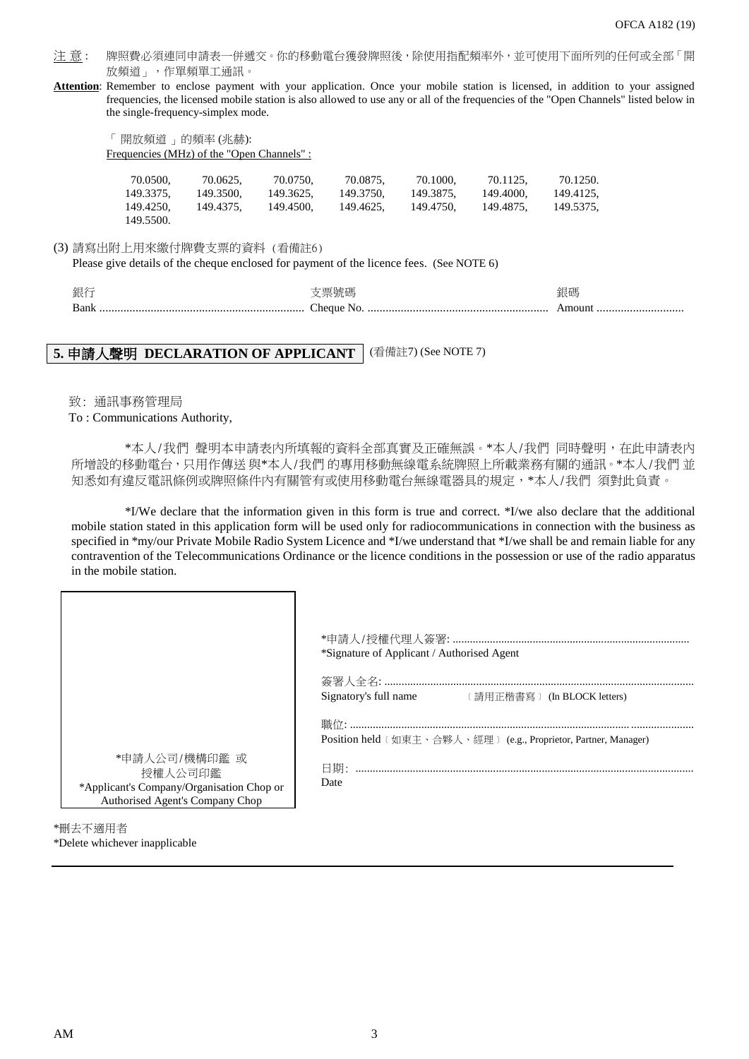注 意 : 牌照費必須連同申請表一併遞交。你的移動電台獲發牌照後，除使用指配頻率外，並可使用下面所列的任何或全部「開放頻道」，作單頻單工通訊。

**Attention**: Remember to enclose payment with your application. Once your mobile station is licensed, in addition to your assigned frequencies, the licensed mobile station is also allowed to use any or all of the frequencies of the "Open Channels" listed below in the single-frequency-simplex mode.

「 開放頻道 」的頻率 (兆赫):
Frequencies (MHz) of the "Open Channels" :

| | | | | | | |
|---|---|---|---|---|---|---|
| 70.0500, | 70.0625, | 70.0750, | 70.0875, | 70.1000, | 70.1125, | 70.1250. |
| 149.3375, | 149.3500, | 149.3625, | 149.3750, | 149.3875, | 149.4000, | 149.4125, |
| 149.4250, | 149.4375, | 149.4500, | 149.4625, | 149.4750, | 149.4875, | 149.5375, |
| 149.5500. | | | | | | |

(3) 請寫出附上用來繳付牌費支票的資料（看備註6）
Please give details of the cheque enclosed for payment of the licence fees. (See NOTE 6)

銀行 Bank .................................................................... 支票號碼 Cheque No. ............................................................ 銀碼 Amount .............................

## 5. 申請人聲明 DECLARATION OF APPLICANT (看備註7) (See NOTE 7)

致: 通訊事務管理局
To : Communications Authority,

\*本人/我們 聲明本申請表內所填報的資料全部真實及正確無誤。\*本人/我們 同時聲明，在此申請表內所增設的移動電台，只用作傳送與\*本人/我們 的專用移動無線電系統牌照上所載業務有關的通訊。\*本人/我們 並知悉如有違反電訊條例或牌照條件內有關管有或使用移動電台無線電器具的規定，\*本人/我們 須對此負責。

\*I/We declare that the information given in this form is true and correct. \*I/we also declare that the additional mobile station stated in this application form will be used only for radiocommunications in connection with the business as specified in \*my/our Private Mobile Radio System Licence and \*I/we understand that \*I/we shall be and remain liable for any contravention of the Telecommunications Ordinance or the licence conditions in the possession or use of the radio apparatus in the mobile station.

\*申請人公司/機構印鑑 或 授權人公司印鑑
\*Applicant's Company/Organisation Chop or Authorised Agent's Company Chop

\*申請人/授權代理人簽署: ..................................................................................
\*Signature of Applicant / Authorised Agent

簽署人全名: ..........................................................................................................
Signatory's full name 〔請用正楷書寫〕 (In BLOCK letters)

職位: ......................................................................................................................
Position held〔如東主、合夥人、經理〕(e.g., Proprietor, Partner, Manager)

日期: ......................................................................................................................
Date

\*刪去不適用者
\*Delete whichever inapplicable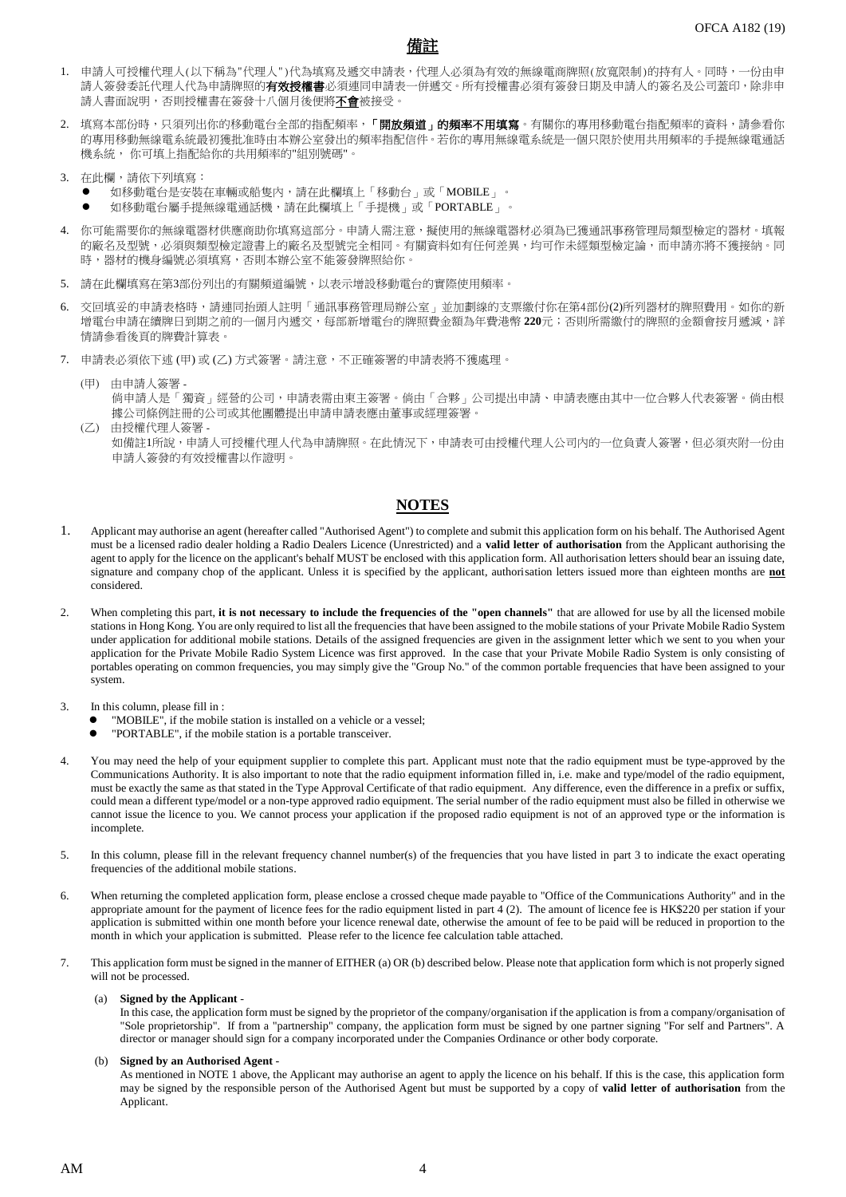# 備註

1. 申請人可授權代理人(以下稱為"代理人")代為填寫及遞交申請表，代理人必須為有效的無線電商牌照(放寬限制)的持有人。同時，一份由申請人簽發委託代理人代為申請牌照的**有效授權書**必須連同申請表一併遞交。所有授權書必須有簽發日期及申請人的簽名及公司蓋印，除非申請人書面說明，否則授權書在簽發十八個月後便將**不會**被接受。

2. 填寫本部份時，只須列出你的移動電台全部的指配頻率，**「開放頻道」的頻率不用填寫**。有關你的專用移動電台指配頻率的資料，請參看你的專用移動無線電系統最初獲批准時由本辦公室發出的頻率指配信件。若你的專用無線電系統是一個只限於使用共用頻率的手提無線電通話機系統，你可填上指配給你的共用頻率的"組別號碼"。

3. 在此欄，請依下列填寫：
   - 如移動電台是安裝在車輛或船隻內，請在此欄填上「移動台」或「MOBILE」。
   - 如移動電台屬手提無線電通話機，請在此欄填上「手提機」或「PORTABLE」。

4. 你可能需要你的無線電器材供應商助你填寫這部分。申請人需注意，擬使用的無線電器材必須為已獲通訊事務管理局類型檢定的器材。填報的廠名及型號，必須與類型檢定證書上的廠名及型號完全相同。有關資料如有任何差異，均可作未經類型檢定論，而申請亦將不獲接納。同時，器材的機身編號必須填寫，否則本辦公室不能簽發牌照給你。

5. 請在此欄填寫在第3部份列出的有關頻道編號，以表示增設移動電台的實際使用頻率。

6. 交回填妥的申請表格時，請連同抬頭人註明「通訊事務管理局辦公室」並加劃線的支票繳付你在第4部份(2)所列器材的牌照費用。如你的新增電台申請在續牌日到期之前的一個月內遞交，每部新增電台的牌照費金額為年費港幣 **220**元；否則所需繳付的牌照的金額會按月遞減，詳情請參看後頁的牌費計算表。

7. 申請表必須依下述 (甲) 或 (乙) 方式簽署。請注意，不正確簽署的申請表將不獲處理。

   (甲) 由申請人簽署 -
   倘申請人是「獨資」經營的公司，申請表需由東主簽署。倘由「合夥」公司提出申請、申請表應由其中一位合夥人代表簽署。倘由根據公司條例註冊的公司或其他團體提出申請申請表應由董事或經理簽署。

   (乙) 由授權代理人簽署 -
   如備註1所說，申請人可授權代理人代為申請牌照。在此情況下，申請表可由授權代理人公司內的一位負責人簽署，但必須夾附一份由申請人簽發的有效授權書以作證明。

# NOTES

1. Applicant may authorise an agent (hereafter called "Authorised Agent") to complete and submit this application form on his behalf. The Authorised Agent must be a licensed radio dealer holding a Radio Dealers Licence (Unrestricted) and a **valid letter of authorisation** from the Applicant authorising the agent to apply for the licence on the applicant's behalf MUST be enclosed with this application form. All authorisation letters should bear an issuing date, signature and company chop of the applicant. Unless it is specified by the applicant, authorisation letters issued more than eighteen months are **not** considered.

2. When completing this part, **it is not necessary to include the frequencies of the "open channels"** that are allowed for use by all the licensed mobile stations in Hong Kong. You are only required to list all the frequencies that have been assigned to the mobile stations of your Private Mobile Radio System under application for additional mobile stations. Details of the assigned frequencies are given in the assignment letter which we sent to you when your application for the Private Mobile Radio System Licence was first approved. In the case that your Private Mobile Radio System is only consisting of portables operating on common frequencies, you may simply give the "Group No." of the common portable frequencies that have been assigned to your system.

3. In this column, please fill in :
   - "MOBILE", if the mobile station is installed on a vehicle or a vessel;
   - "PORTABLE", if the mobile station is a portable transceiver.

4. You may need the help of your equipment supplier to complete this part. Applicant must note that the radio equipment must be type-approved by the Communications Authority. It is also important to note that the radio equipment information filled in, i.e. make and type/model of the radio equipment, must be exactly the same as that stated in the Type Approval Certificate of that radio equipment. Any difference, even the difference in a prefix or suffix, could mean a different type/model or a non-type approved radio equipment. The serial number of the radio equipment must also be filled in otherwise we cannot issue the licence to you. We cannot process your application if the proposed radio equipment is not of an approved type or the information is incomplete.

5. In this column, please fill in the relevant frequency channel number(s) of the frequencies that you have listed in part 3 to indicate the exact operating frequencies of the additional mobile stations.

6. When returning the completed application form, please enclose a crossed cheque made payable to "Office of the Communications Authority" and in the appropriate amount for the payment of licence fees for the radio equipment listed in part 4 (2). The amount of licence fee is HK$220 per station if your application is submitted within one month before your licence renewal date, otherwise the amount of fee to be paid will be reduced in proportion to the month in which your application is submitted. Please refer to the licence fee calculation table attached.

7. This application form must be signed in the manner of EITHER (a) OR (b) described below. Please note that application form which is not properly signed will not be processed.

   (a) **Signed by the Applicant** -
   In this case, the application form must be signed by the proprietor of the company/organisation if the application is from a company/organisation of "Sole proprietorship". If from a "partnership" company, the application form must be signed by one partner signing "For self and Partners". A director or manager should sign for a company incorporated under the Companies Ordinance or other body corporate.

   (b) **Signed by an Authorised Agent** -
   As mentioned in NOTE 1 above, the Applicant may authorise an agent to apply the licence on his behalf. If this is the case, this application form may be signed by the responsible person of the Authorised Agent but must be supported by a copy of **valid letter of authorisation** from the Applicant.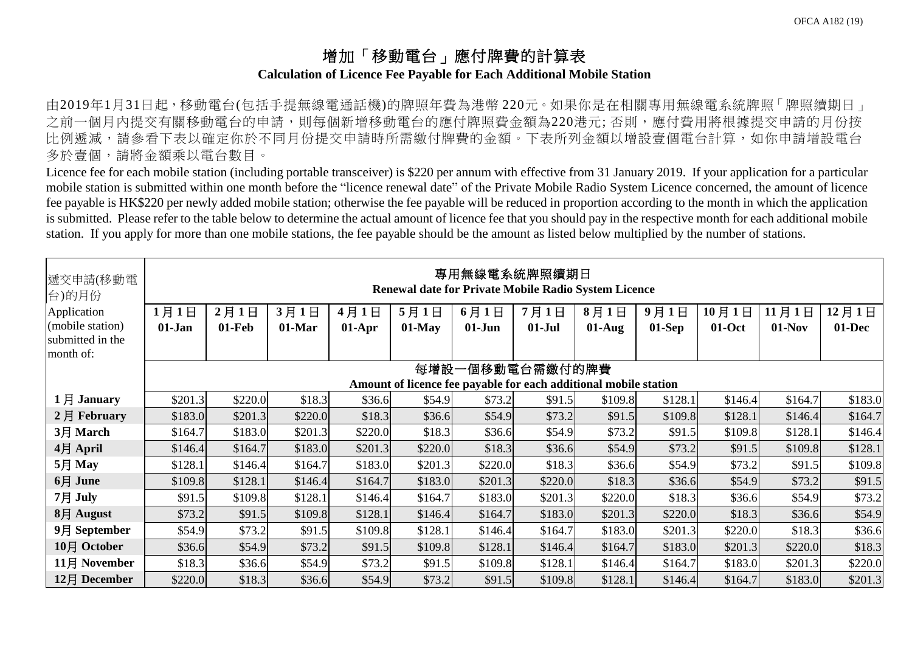# 增加「移動電台」應付牌費的計算表

**Calculation of Licence Fee Payable for Each Additional Mobile Station**

由2019年1月31日起，移動電台(包括手提無線電通話機)的牌照年費為港幣 220元。如果你是在相關專用無線電系統牌照「牌照續期日」之前一個月內提交有關移動電台的申請，則每個新增移動電台的應付牌照費金額為220港元; 否則，應付費用將根據提交申請的月份按比例遞減，請參看下表以確定你於不同月份提交申請時所需繳付牌費的金額。下表所列金額以增設壹個電台計算，如你申請增設電台多於壹個，請將金額乘以電台數目。

Licence fee for each mobile station (including portable transceiver) is $220 per annum with effective from 31 January 2019. If your application for a particular mobile station is submitted within one month before the "licence renewal date" of the Private Mobile Radio System Licence concerned, the amount of licence fee payable is HK$220 per newly added mobile station; otherwise the fee payable will be reduced in proportion according to the month in which the application is submitted. Please refer to the table below to determine the actual amount of licence fee that you should pay in the respective month for each additional mobile station. If you apply for more than one mobile stations, the fee payable should be the amount as listed below multiplied by the number of stations.

| 遞交申請(移動電台)的月份 Application (mobile station) submitted in the month of: | **專用無線電系統牌照續期日 Renewal date for Private Mobile Radio System Licence** | | | | | | | | | | | |
|---|---|---|---|---|---|---|---|---|---|---|---|---|
| | **1月1日 01-Jan** | **2月1日 01-Feb** | **3月1日 01-Mar** | **4月1日 01-Apr** | **5月1日 01-May** | **6月1日 01-Jun** | **7月1日 01-Jul** | **8月1日 01-Aug** | **9月1日 01-Sep** | **10月1日 01-Oct** | **11月1日 01-Nov** | **12月1日 01-Dec** |
| | **每增設一個移動電台需繳付的牌費 Amount of licence fee payable for each additional mobile station** | | | | | | | | | | | |
| **1月 January** | $201.3 | $220.0 | $18.3 | $36.6 | $54.9 | $73.2 | $91.5 | $109.8 | $128.1 | $146.4 | $164.7 | $183.0 |
| **2月 February** | $183.0 | $201.3 | $220.0 | $18.3 | $36.6 | $54.9 | $73.2 | $91.5 | $109.8 | $128.1 | $146.4 | $164.7 |
| **3月 March** | $164.7 | $183.0 | $201.3 | $220.0 | $18.3 | $36.6 | $54.9 | $73.2 | $91.5 | $109.8 | $128.1 | $146.4 |
| **4月 April** | $146.4 | $164.7 | $183.0 | $201.3 | $220.0 | $18.3 | $36.6 | $54.9 | $73.2 | $91.5 | $109.8 | $128.1 |
| **5月 May** | $128.1 | $146.4 | $164.7 | $183.0 | $201.3 | $220.0 | $18.3 | $36.6 | $54.9 | $73.2 | $91.5 | $109.8 |
| **6月 June** | $109.8 | $128.1 | $146.4 | $164.7 | $183.0 | $201.3 | $220.0 | $18.3 | $36.6 | $54.9 | $73.2 | $91.5 |
| **7月 July** | $91.5 | $109.8 | $128.1 | $146.4 | $164.7 | $183.0 | $201.3 | $220.0 | $18.3 | $36.6 | $54.9 | $73.2 |
| **8月 August** | $73.2 | $91.5 | $109.8 | $128.1 | $146.4 | $164.7 | $183.0 | $201.3 | $220.0 | $18.3 | $36.6 | $54.9 |
| **9月 September** | $54.9 | $73.2 | $91.5 | $109.8 | $128.1 | $146.4 | $164.7 | $183.0 | $201.3 | $220.0 | $18.3 | $36.6 |
| **10月 October** | $36.6 | $54.9 | $73.2 | $91.5 | $109.8 | $128.1 | $146.4 | $164.7 | $183.0 | $201.3 | $220.0 | $18.3 |
| **11月 November** | $18.3 | $36.6 | $54.9 | $73.2 | $91.5 | $109.8 | $128.1 | $146.4 | $164.7 | $183.0 | $201.3 | $220.0 |
| **12月 December** | $220.0 | $18.3 | $36.6 | $54.9 | $73.2 | $91.5 | $109.8 | $128.1 | $146.4 | $164.7 | $183.0 | $201.3 |